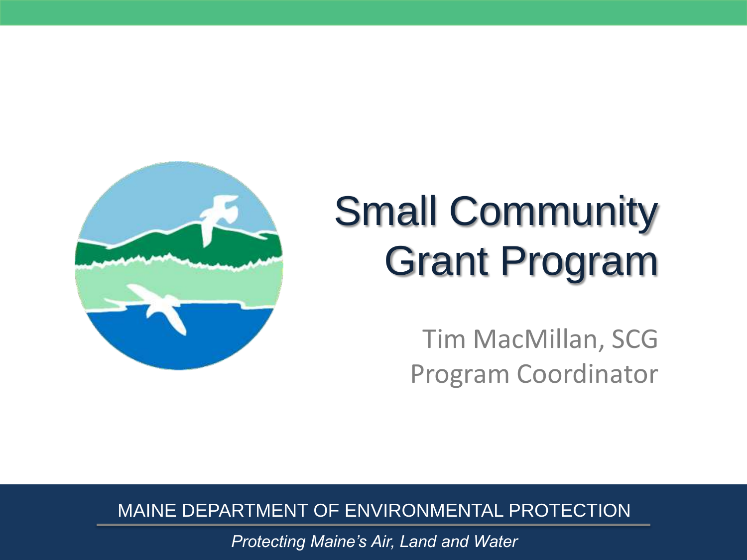# Small Community Grant Program

Tim MacMillan, SCG Program Coordinator

MAINE DEPARTMENT OF ENVIRONMENTAL PROTECTION

*Protecting Maine's Air, Land and Water*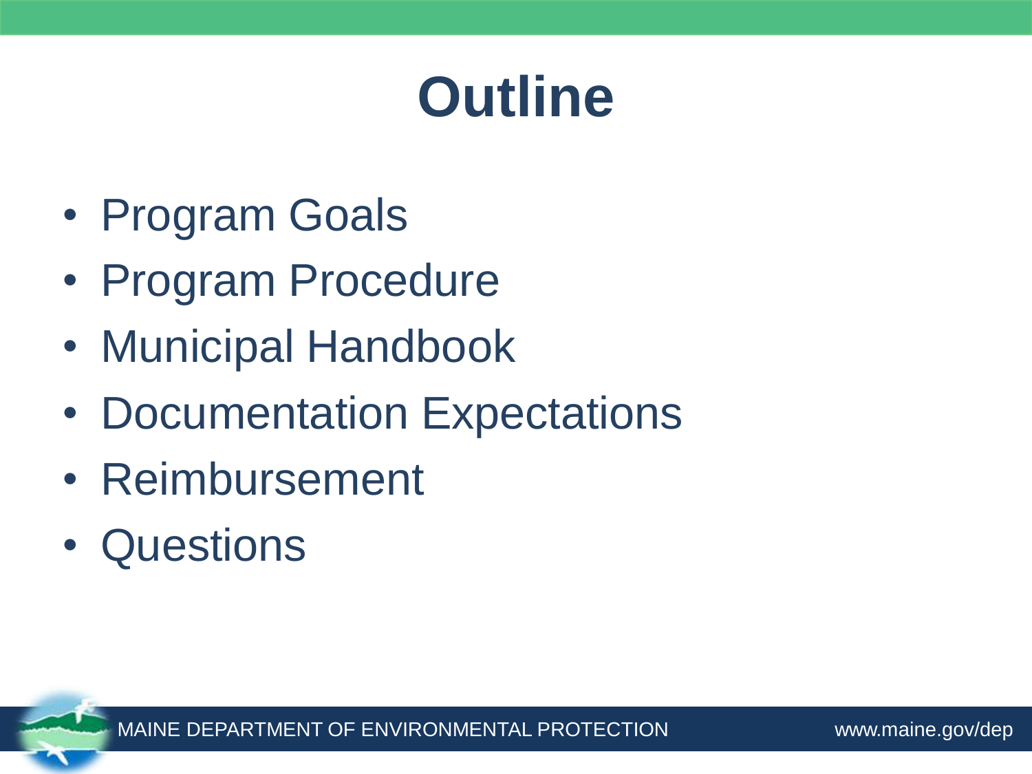# Outline

- Program Goals
- Program Procedure
- Municipal Handbook
- Documentation Expectations
- Reimbursement
- Questions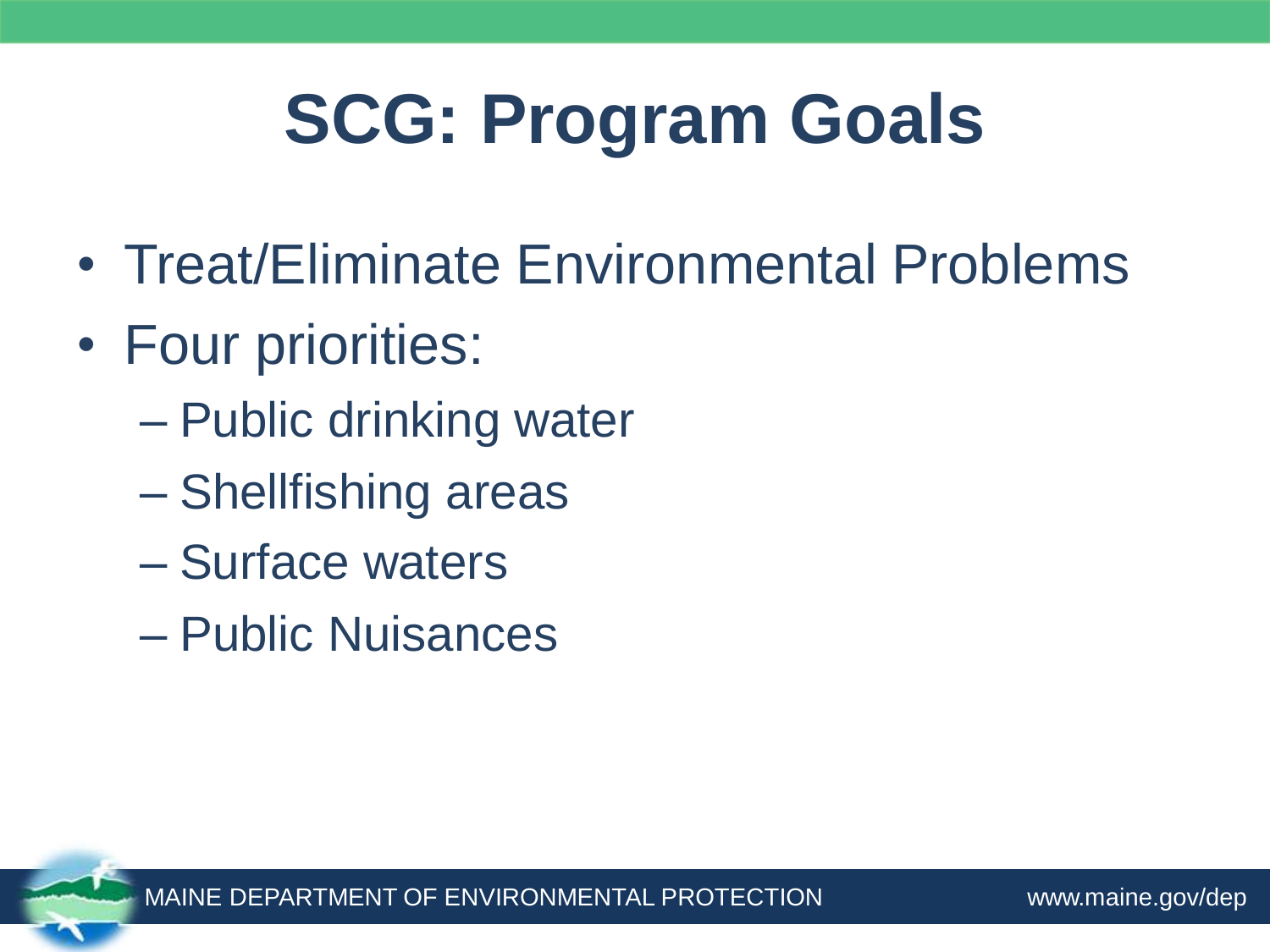# SCG: Program Goals

- Treat/Eliminate Environmental Problems
- Four priorities:
  - Public drinking water
  - Shellfishing areas
  - Surface waters
  - Public Nuisances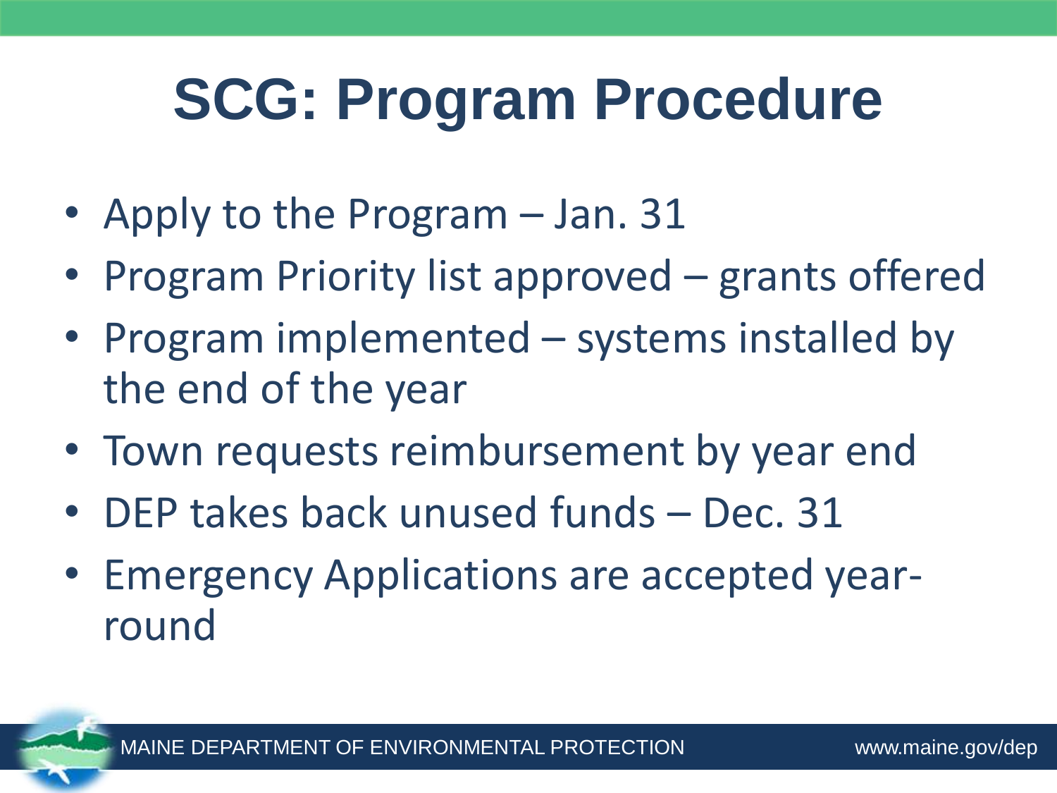# SCG: Program Procedure

- Apply to the Program – Jan. 31
- Program Priority list approved – grants offered
- Program implemented – systems installed by the end of the year
- Town requests reimbursement by year end
- DEP takes back unused funds – Dec. 31
- Emergency Applications are accepted year-round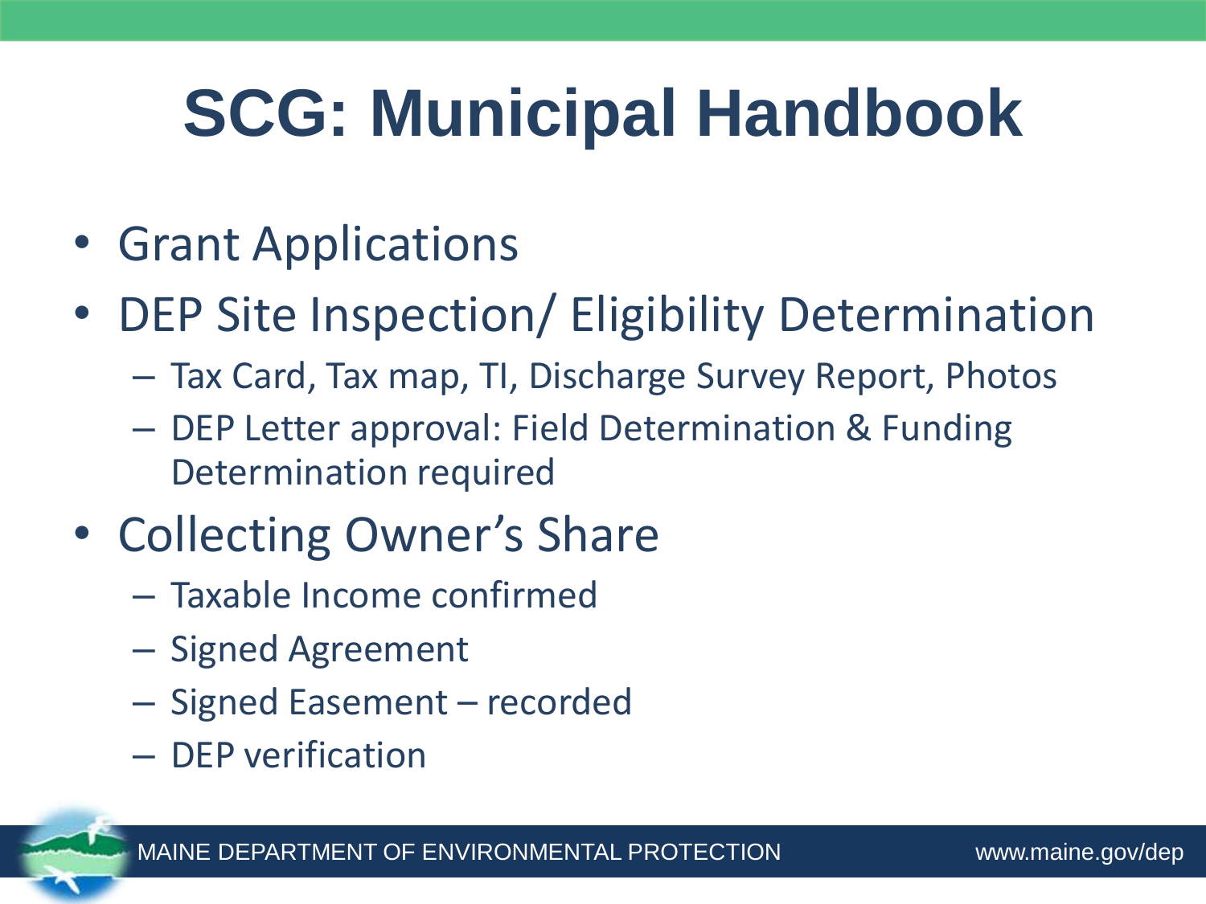# SCG: Municipal Handbook

- Grant Applications
- DEP Site Inspection/ Eligibility Determination
  - Tax Card, Tax map, TI, Discharge Survey Report, Photos
  - DEP Letter approval: Field Determination & Funding Determination required
- Collecting Owner's Share
  - Taxable Income confirmed
  - Signed Agreement
  - Signed Easement – recorded
  - DEP verification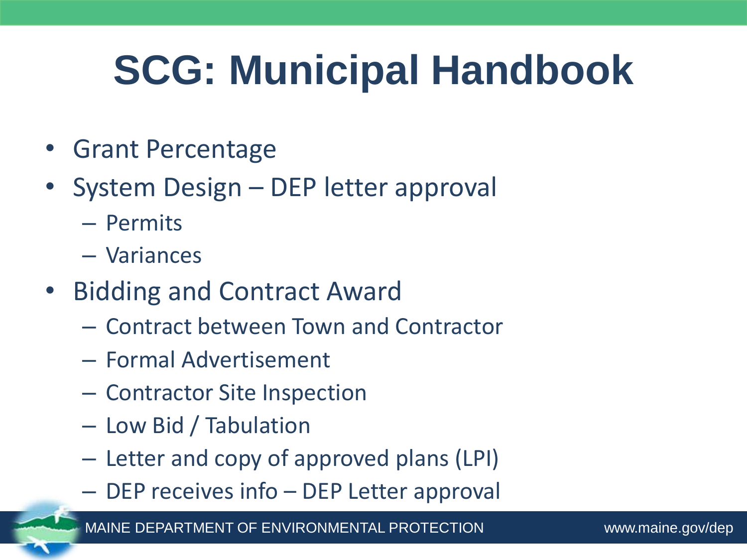# SCG: Municipal Handbook

- Grant Percentage
- System Design – DEP letter approval
  - Permits
  - Variances
- Bidding and Contract Award
  - Contract between Town and Contractor
  - Formal Advertisement
  - Contractor Site Inspection
  - Low Bid / Tabulation
  - Letter and copy of approved plans (LPI)
  - DEP receives info – DEP Letter approval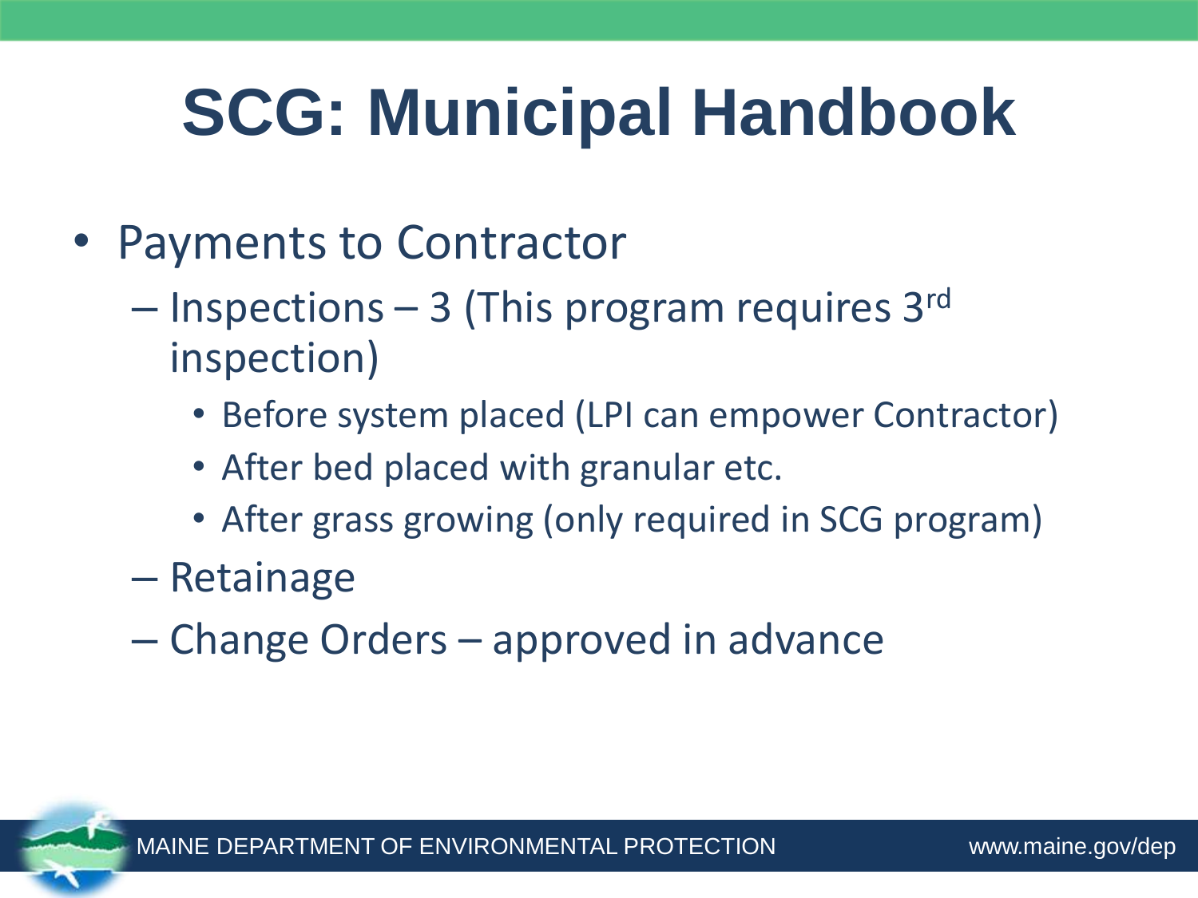# SCG: Municipal Handbook

- Payments to Contractor
  - Inspections – 3 (This program requires 3rd inspection)
    - Before system placed (LPI can empower Contractor)
    - After bed placed with granular etc.
    - After grass growing (only required in SCG program)
  - Retainage
  - Change Orders – approved in advance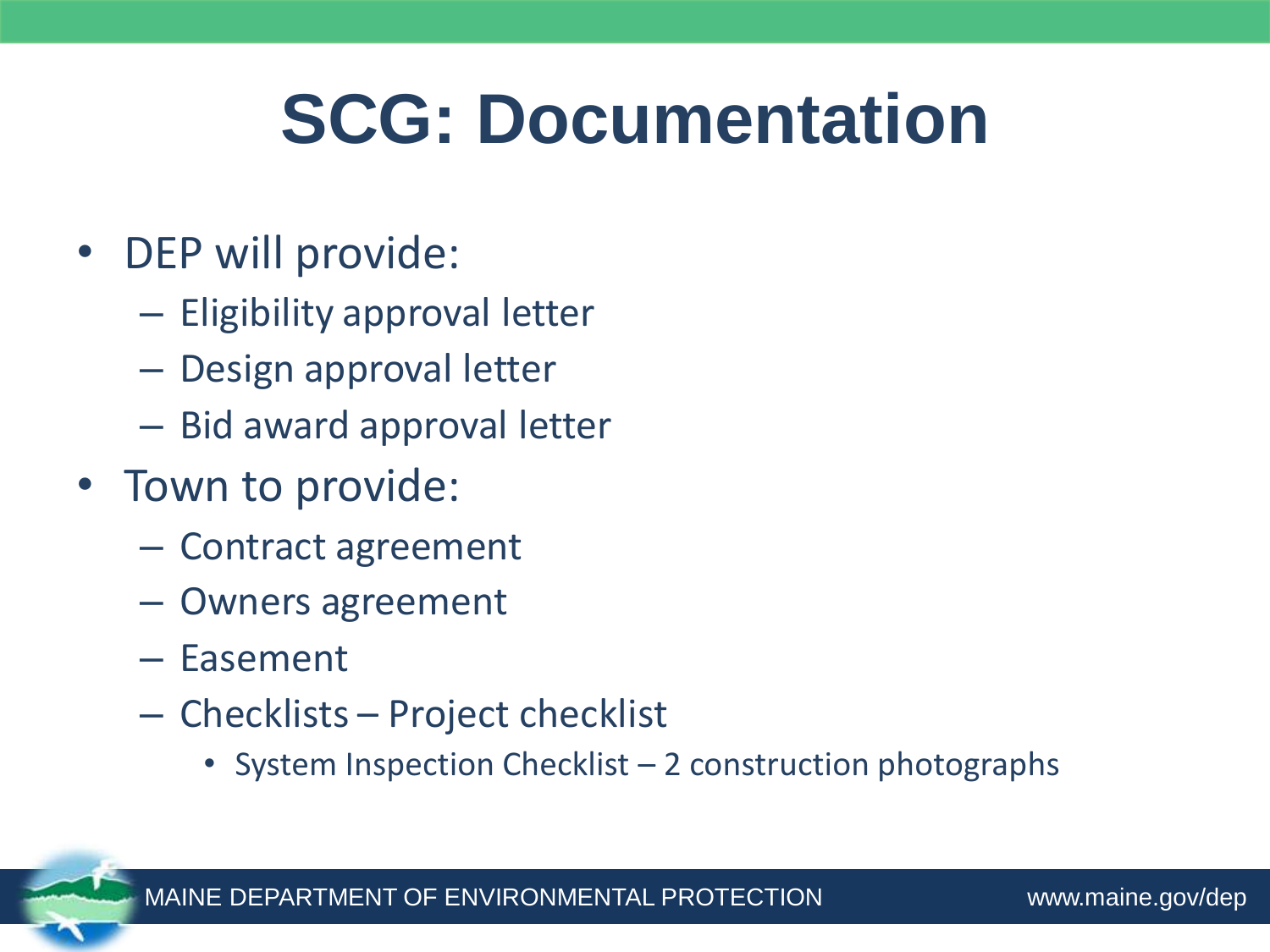# SCG: Documentation

- DEP will provide:
  - Eligibility approval letter
  - Design approval letter
  - Bid award approval letter
- Town to provide:
  - Contract agreement
  - Owners agreement
  - Easement
  - Checklists – Project checklist
    - System Inspection Checklist – 2 construction photographs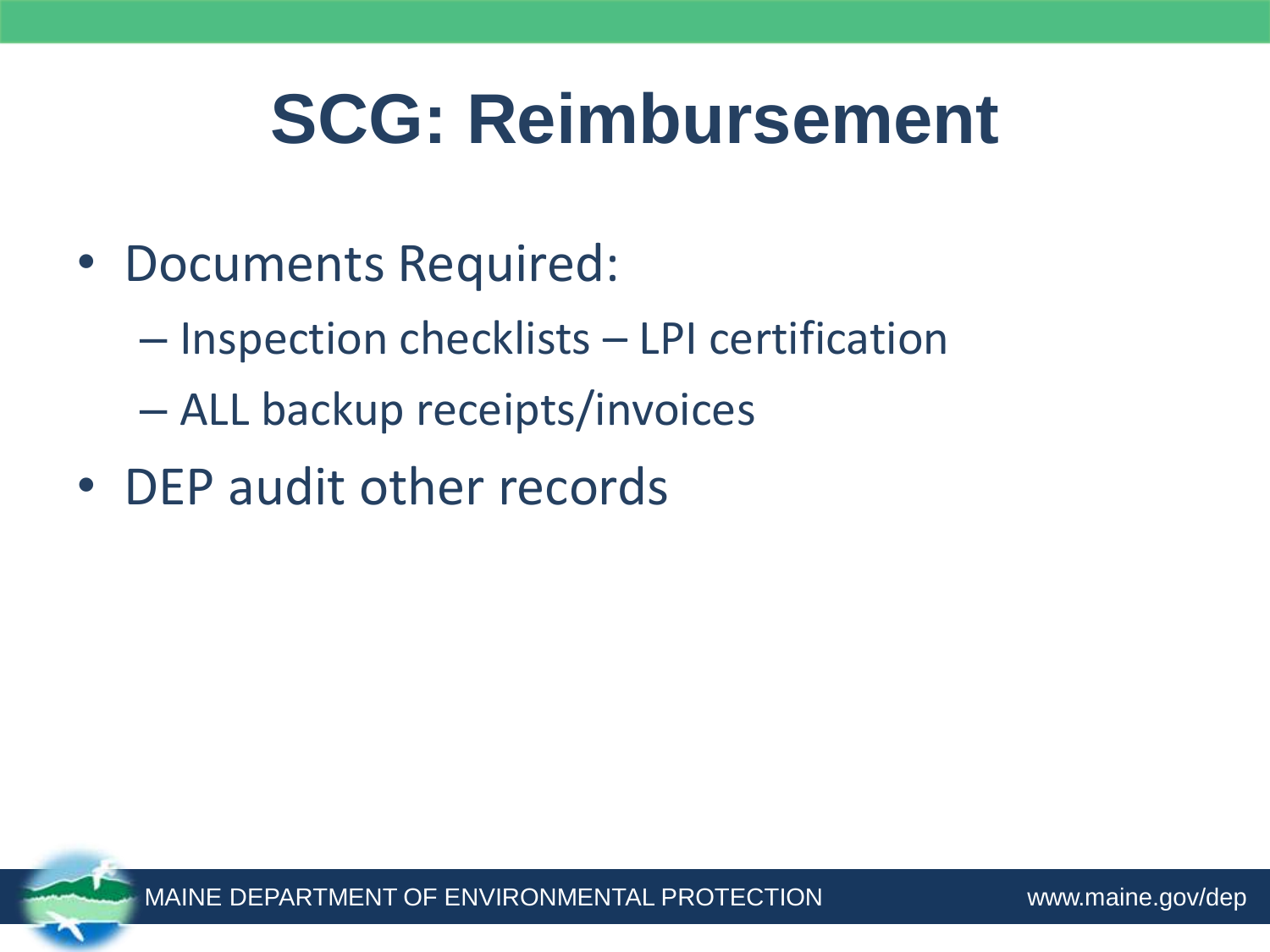# SCG: Reimbursement

- Documents Required:
  - Inspection checklists – LPI certification
  - ALL backup receipts/invoices
- DEP audit other records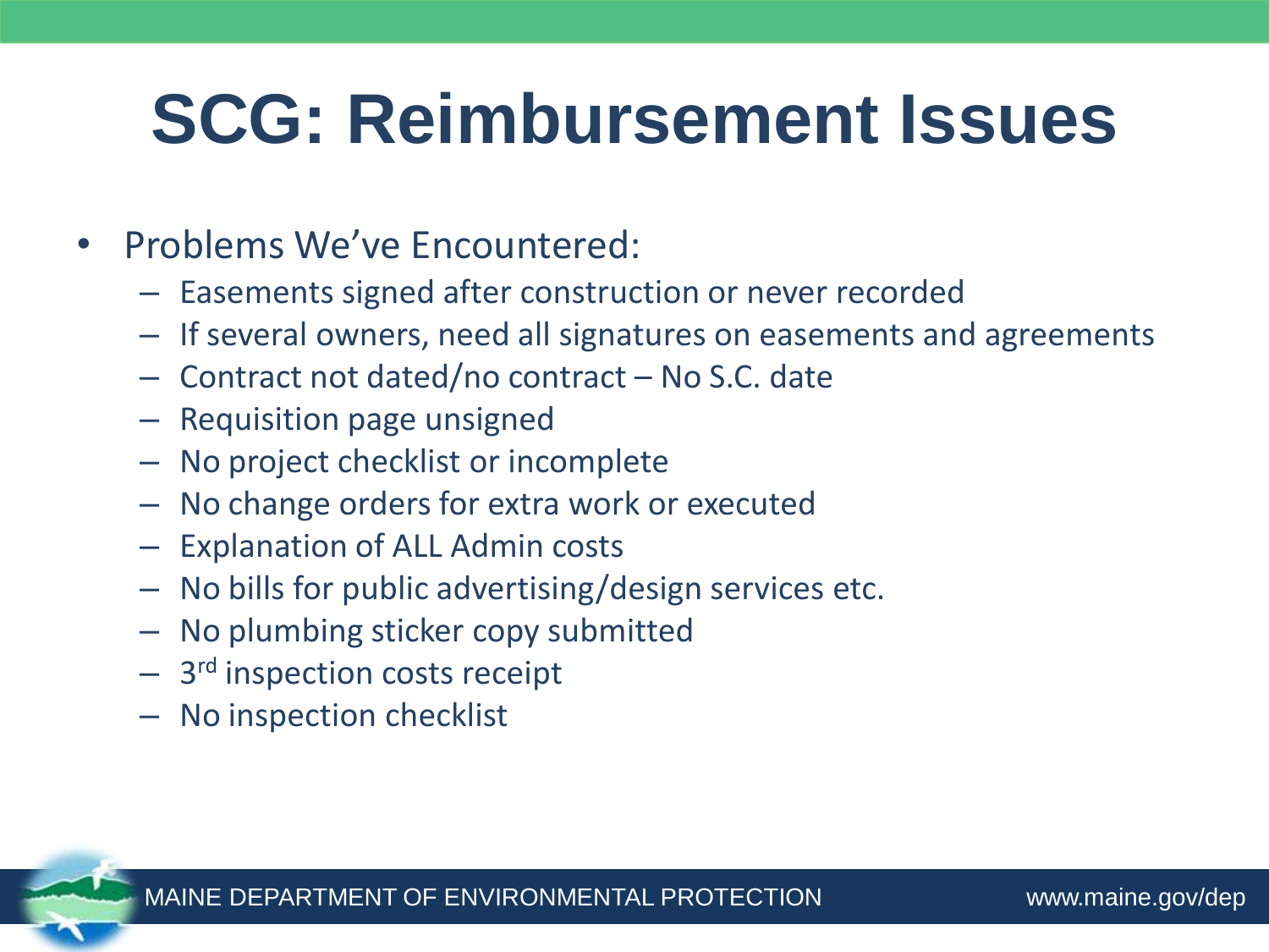# SCG: Reimbursement Issues

- Problems We've Encountered:
  - Easements signed after construction or never recorded
  - If several owners, need all signatures on easements and agreements
  - Contract not dated/no contract – No S.C. date
  - Requisition page unsigned
  - No project checklist or incomplete
  - No change orders for extra work or executed
  - Explanation of ALL Admin costs
  - No bills for public advertising/design services etc.
  - No plumbing sticker copy submitted
  - 3rd inspection costs receipt
  - No inspection checklist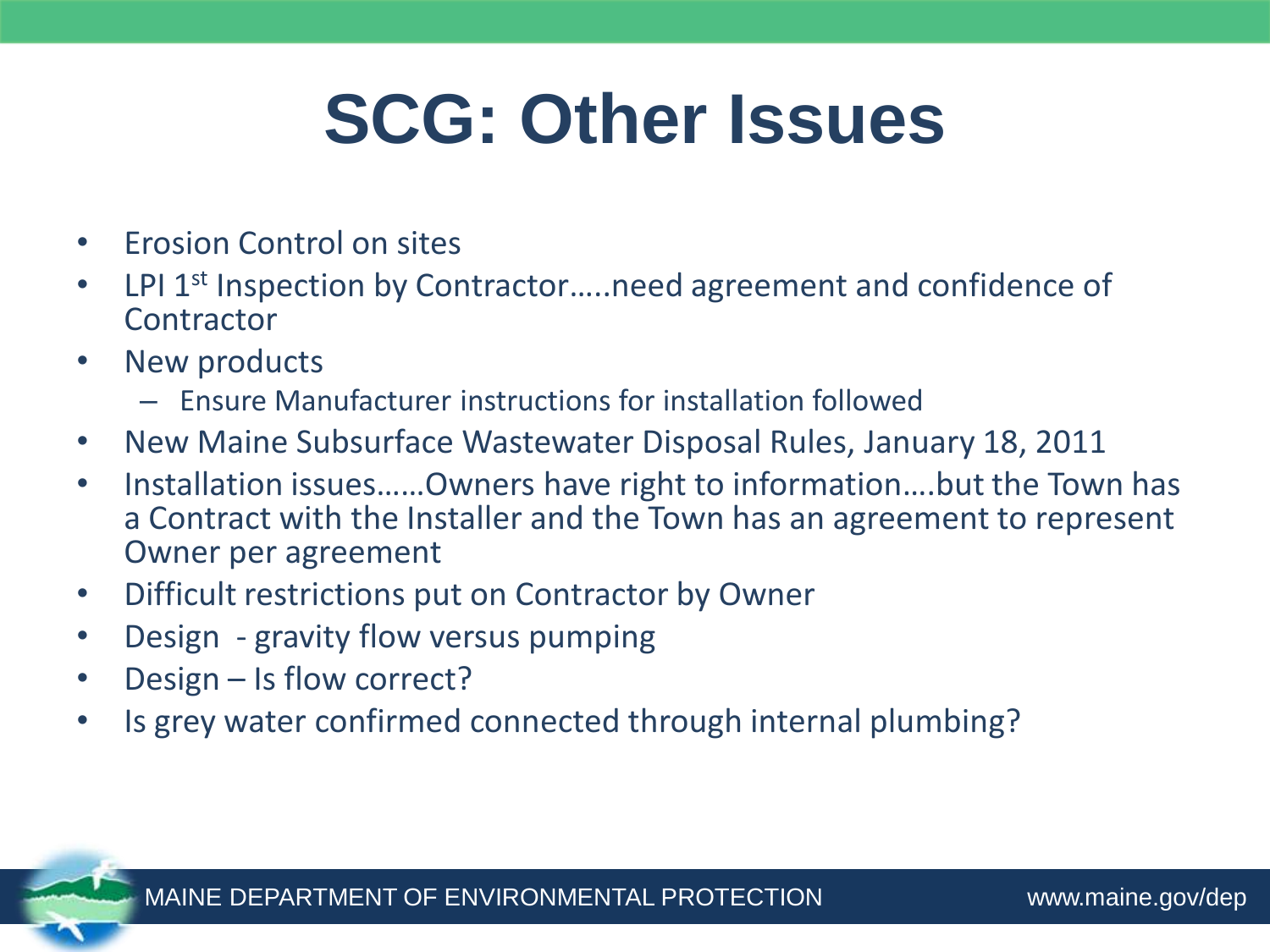# SCG: Other Issues

- Erosion Control on sites
- LPI 1st Inspection by Contractor…..need agreement and confidence of Contractor
- New products
  - Ensure Manufacturer instructions for installation followed
- New Maine Subsurface Wastewater Disposal Rules, January 18, 2011
- Installation issues……Owners have right to information….but the Town has a Contract with the Installer and the Town has an agreement to represent Owner per agreement
- Difficult restrictions put on Contractor by Owner
- Design - gravity flow versus pumping
- Design – Is flow correct?
- Is grey water confirmed connected through internal plumbing?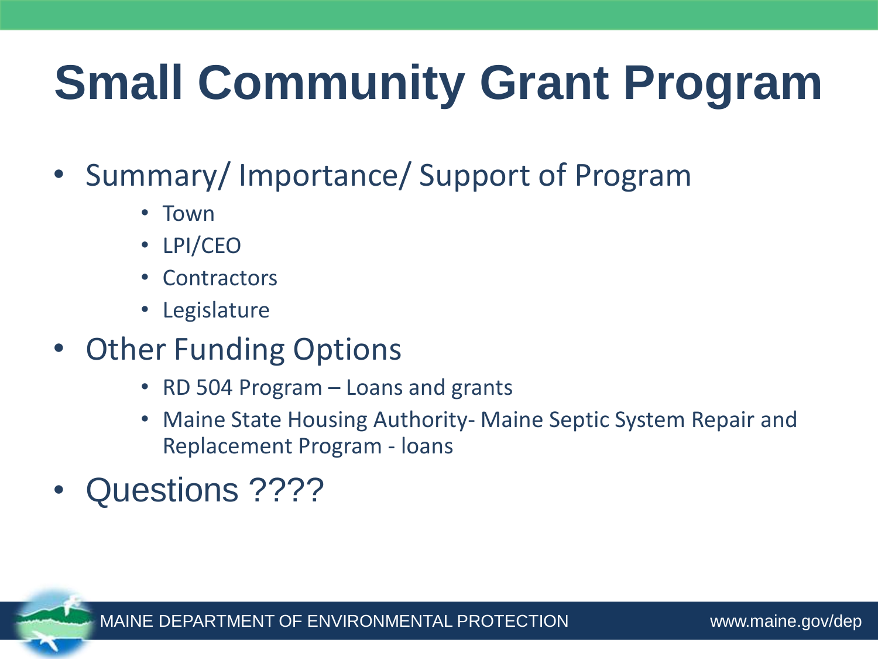# Small Community Grant Program

- Summary/ Importance/ Support of Program
  - Town
  - LPI/CEO
  - Contractors
  - Legislature
- Other Funding Options
  - RD 504 Program – Loans and grants
  - Maine State Housing Authority- Maine Septic System Repair and Replacement Program - loans
- Questions ????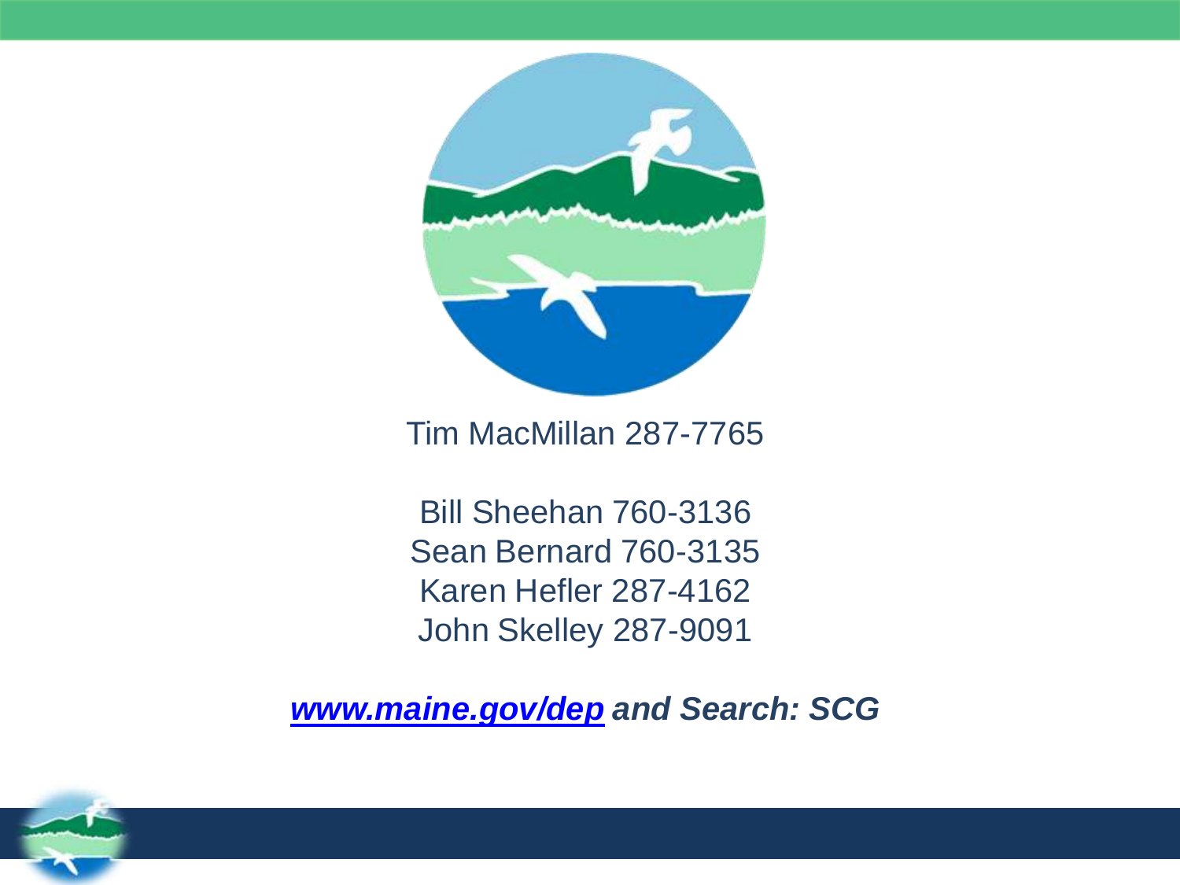Tim MacMillan 287-7765

Bill Sheehan 760-3136
Sean Bernard 760-3135
Karen Hefler 287-4162
John Skelley 287-9091

***[www.maine.gov/dep](http://www.maine.gov/dep) and Search: SCG***